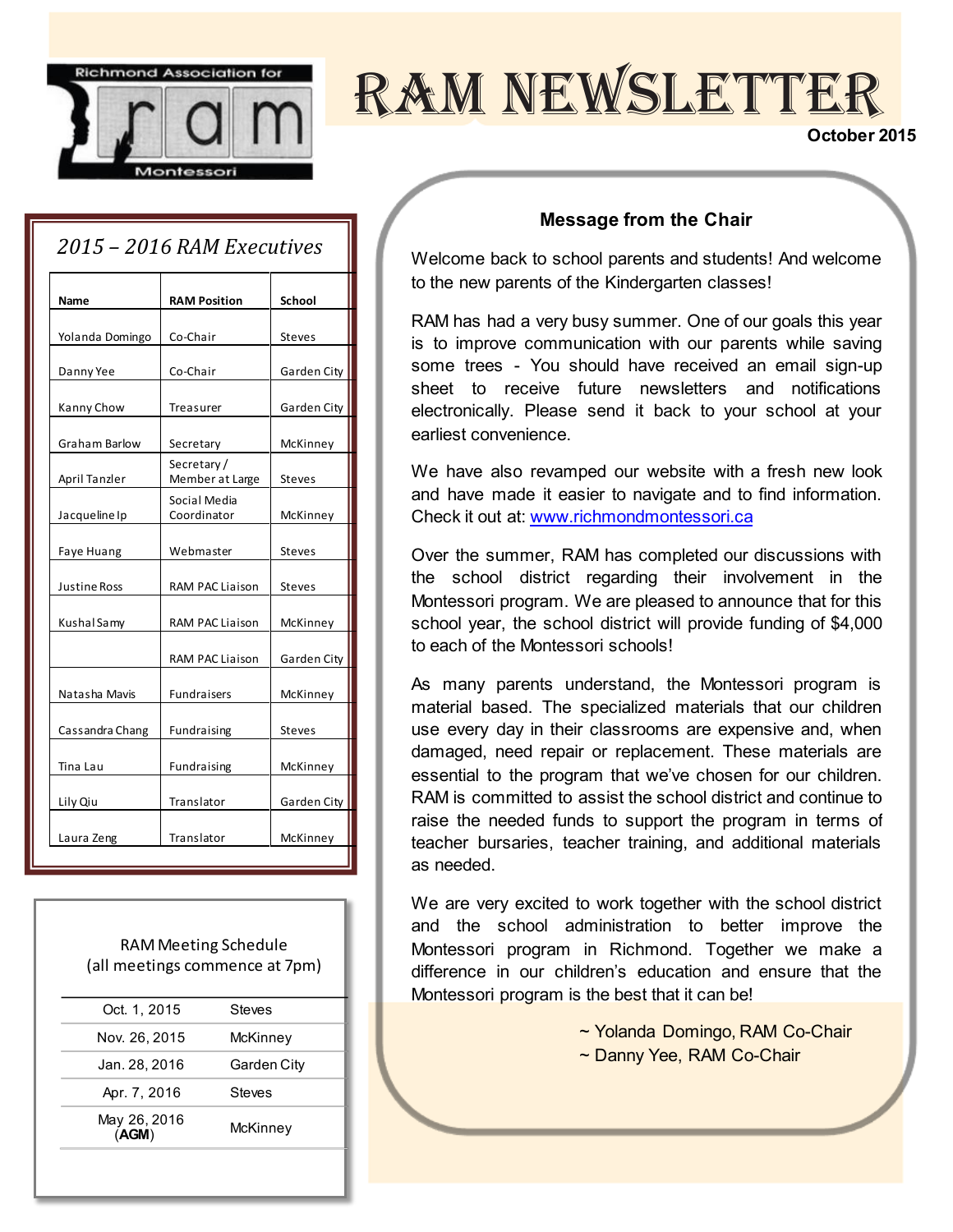Richmond Association for ram Montessori

# RAM NEWSLETTER

October 2015

## 2015 – 2016 RAM Executives

| Name | RAM Position | School |
|---|---|---|
| Yolanda Domingo | Co-Chair | Steves |
| Danny Yee | Co-Chair | Garden City |
| Kanny Chow | Treasurer | Garden City |
| Graham Barlow | Secretary | McKinney |
| April Tanzler | Secretary / Member at Large | Steves |
| Jacqueline Ip | Social Media Coordinator | McKinney |
| Faye Huang | Webmaster | Steves |
| Justine Ross | RAM PAC Liaison | Steves |
| Kushal Samy | RAM PAC Liaison | McKinney |
| | RAM PAC Liaison | Garden City |
| Natasha Mavis | Fundraisers | McKinney |
| Cassandra Chang | Fundraising | Steves |
| Tina Lau | Fundraising | McKinney |
| Lily Qiu | Translator | Garden City |
| Laura Zeng | Translator | McKinney |

RAM Meeting Schedule
(all meetings commence at 7pm)

| Date | Location |
|---|---|
| Oct. 1, 2015 | Steves |
| Nov. 26, 2015 | McKinney |
| Jan. 28, 2016 | Garden City |
| Apr. 7, 2016 | Steves |
| May 26, 2016 (**AGM**) | McKinney |

## Message from the Chair

Welcome back to school parents and students! And welcome to the new parents of the Kindergarten classes!

RAM has had a very busy summer. One of our goals this year is to improve communication with our parents while saving some trees - You should have received an email sign-up sheet to receive future newsletters and notifications electronically. Please send it back to your school at your earliest convenience.

We have also revamped our website with a fresh new look and have made it easier to navigate and to find information. Check it out at: [www.richmondmontessori.ca](http://www.richmondmontessori.ca)

Over the summer, RAM has completed our discussions with the school district regarding their involvement in the Montessori program. We are pleased to announce that for this school year, the school district will provide funding of $4,000 to each of the Montessori schools!

As many parents understand, the Montessori program is material based. The specialized materials that our children use every day in their classrooms are expensive and, when damaged, need repair or replacement. These materials are essential to the program that we've chosen for our children. RAM is committed to assist the school district and continue to raise the needed funds to support the program in terms of teacher bursaries, teacher training, and additional materials as needed.

We are very excited to work together with the school district and the school administration to better improve the Montessori program in Richmond. Together we make a difference in our children's education and ensure that the Montessori program is the best that it can be!

~ Yolanda Domingo, RAM Co-Chair
~ Danny Yee, RAM Co-Chair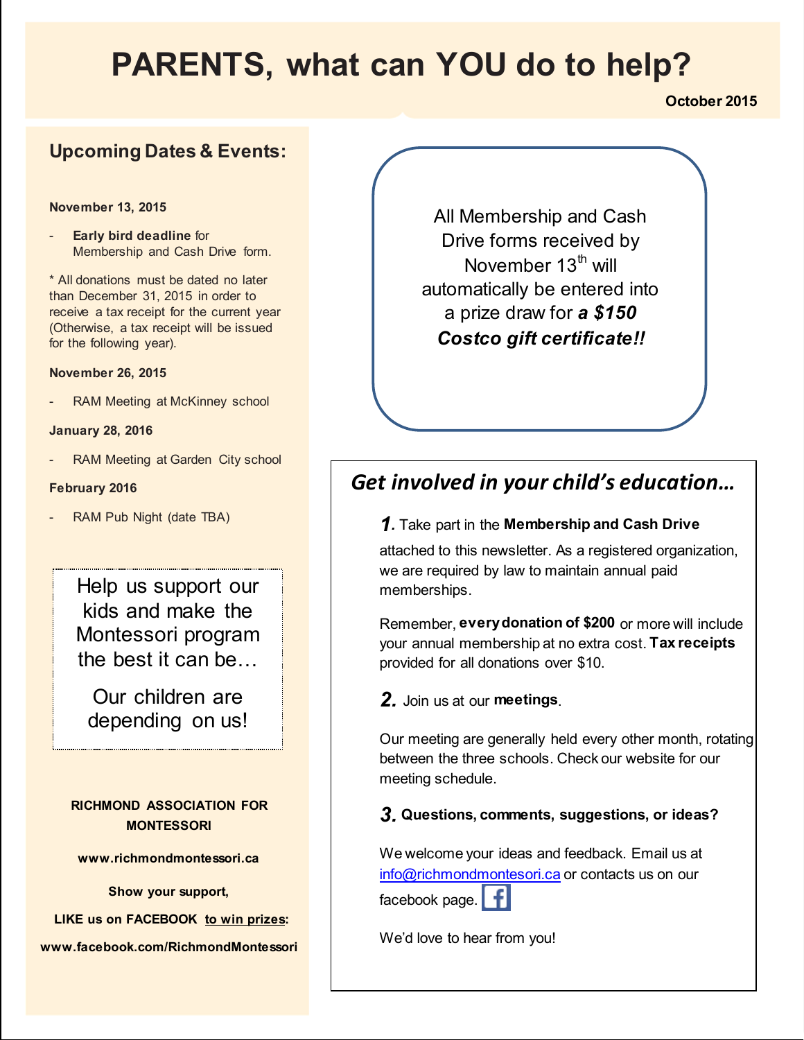# PARENTS, what can YOU do to help?

**October 2015**

## Upcoming Dates & Events:

**November 13, 2015**

- **Early bird deadline** for Membership and Cash Drive form.

* All donations must be dated no later than December 31, 2015 in order to receive a tax receipt for the current year (Otherwise, a tax receipt will be issued for the following year).

**November 26, 2015**

- RAM Meeting at McKinney school

**January 28, 2016**

- RAM Meeting at Garden City school

**February 2016**

- RAM Pub Night (date TBA)

Help us support our kids and make the Montessori program the best it can be…

Our children are depending on us!

**RICHMOND ASSOCIATION FOR MONTESSORI**

**www.richmondmontessori.ca**

**Show your support,**

**LIKE us on FACEBOOK <u>to win prizes</u>:**

**www.facebook.com/RichmondMontessori**

All Membership and Cash Drive forms received by November 13th will automatically be entered into a prize draw for ***a $150 Costco gift certificate!!***

## *Get involved in your child's education…*

***1.*** Take part in the **Membership and Cash Drive** attached to this newsletter. As a registered organization, we are required by law to maintain annual paid memberships.

Remember, **every donation of $200** or more will include your annual membership at no extra cost. **Tax receipts** provided for all donations over $10.

***2.*** Join us at our **meetings**.

Our meeting are generally held every other month, rotating between the three schools. Check our website for our meeting schedule.

***3.*** **Questions, comments, suggestions, or ideas?**

We welcome your ideas and feedback. Email us at info@richmondmontessori.ca or contacts us on our facebook page.

We'd love to hear from you!